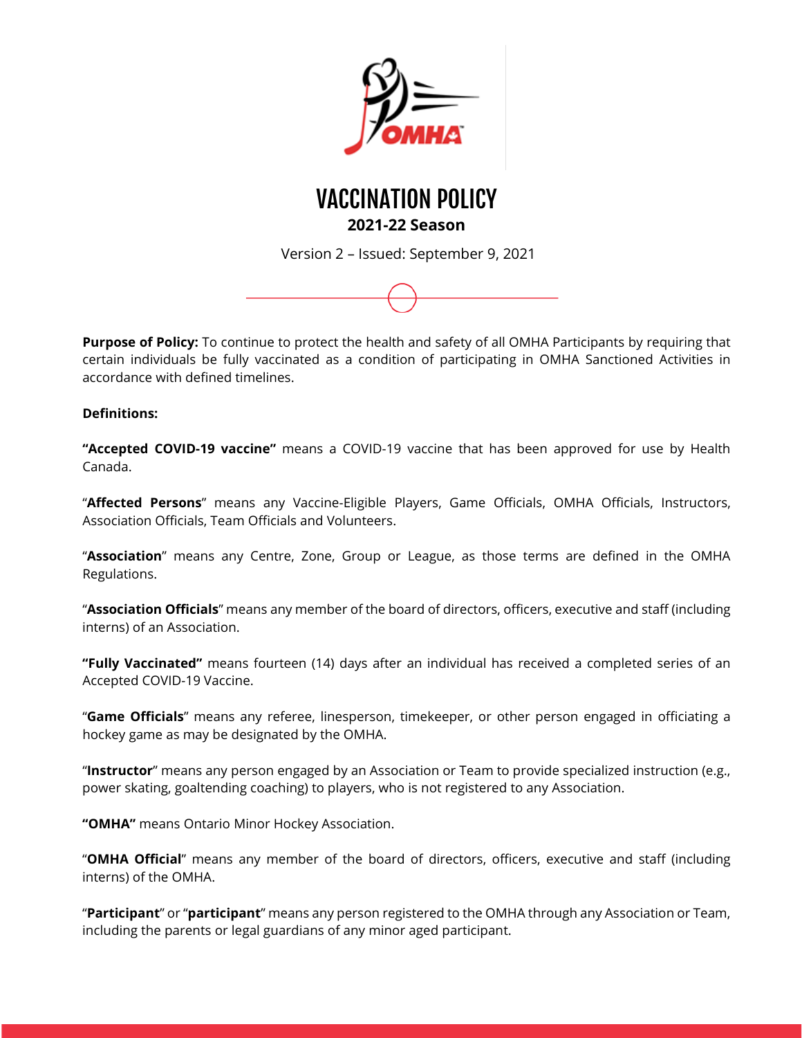# VACCINATION POLICY

**2021-22 Season**

Version 2 – Issued: September 9, 2021

**Purpose of Policy:** To continue to protect the health and safety of all OMHA Participants by requiring that certain individuals be fully vaccinated as a condition of participating in OMHA Sanctioned Activities in accordance with defined timelines.

**Definitions:**

**"Accepted COVID-19 vaccine"** means a COVID-19 vaccine that has been approved for use by Health Canada.

"**Affected Persons**" means any Vaccine-Eligible Players, Game Officials, OMHA Officials, Instructors, Association Officials, Team Officials and Volunteers.

"**Association**" means any Centre, Zone, Group or League, as those terms are defined in the OMHA Regulations.

"**Association Officials**" means any member of the board of directors, officers, executive and staff (including interns) of an Association.

**"Fully Vaccinated"** means fourteen (14) days after an individual has received a completed series of an Accepted COVID-19 Vaccine.

"**Game Officials**" means any referee, linesperson, timekeeper, or other person engaged in officiating a hockey game as may be designated by the OMHA.

"**Instructor**" means any person engaged by an Association or Team to provide specialized instruction (e.g., power skating, goaltending coaching) to players, who is not registered to any Association.

**"OMHA"** means Ontario Minor Hockey Association.

"**OMHA Official**" means any member of the board of directors, officers, executive and staff (including interns) of the OMHA.

"**Participant**" or "**participant**" means any person registered to the OMHA through any Association or Team, including the parents or legal guardians of any minor aged participant.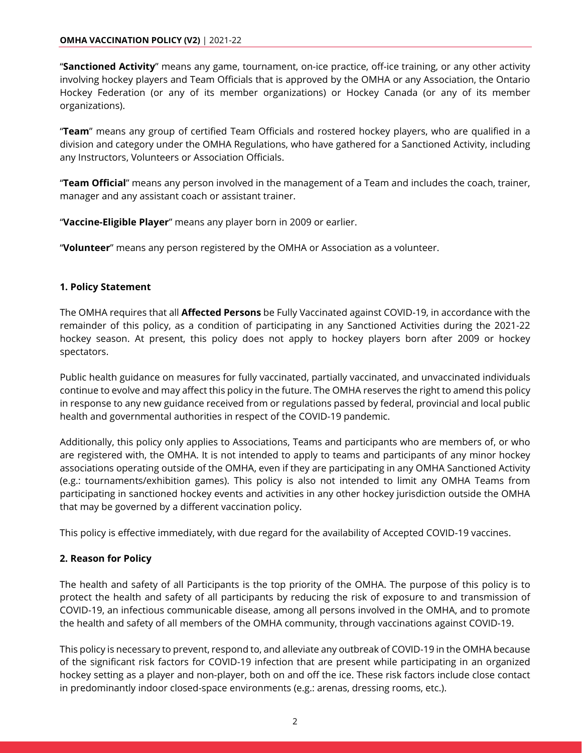"**Sanctioned Activity**" means any game, tournament, on-ice practice, off-ice training, or any other activity involving hockey players and Team Officials that is approved by the OMHA or any Association, the Ontario Hockey Federation (or any of its member organizations) or Hockey Canada (or any of its member organizations).

"**Team**" means any group of certified Team Officials and rostered hockey players, who are qualified in a division and category under the OMHA Regulations, who have gathered for a Sanctioned Activity, including any Instructors, Volunteers or Association Officials.

"**Team Official**" means any person involved in the management of a Team and includes the coach, trainer, manager and any assistant coach or assistant trainer.

"**Vaccine-Eligible Player**" means any player born in 2009 or earlier.

"**Volunteer**" means any person registered by the OMHA or Association as a volunteer.

### 1. Policy Statement

The OMHA requires that all **Affected Persons** be Fully Vaccinated against COVID-19, in accordance with the remainder of this policy, as a condition of participating in any Sanctioned Activities during the 2021-22 hockey season. At present, this policy does not apply to hockey players born after 2009 or hockey spectators.

Public health guidance on measures for fully vaccinated, partially vaccinated, and unvaccinated individuals continue to evolve and may affect this policy in the future. The OMHA reserves the right to amend this policy in response to any new guidance received from or regulations passed by federal, provincial and local public health and governmental authorities in respect of the COVID-19 pandemic.

Additionally, this policy only applies to Associations, Teams and participants who are members of, or who are registered with, the OMHA. It is not intended to apply to teams and participants of any minor hockey associations operating outside of the OMHA, even if they are participating in any OMHA Sanctioned Activity (e.g.: tournaments/exhibition games). This policy is also not intended to limit any OMHA Teams from participating in sanctioned hockey events and activities in any other hockey jurisdiction outside the OMHA that may be governed by a different vaccination policy.

This policy is effective immediately, with due regard for the availability of Accepted COVID-19 vaccines.

### 2. Reason for Policy

The health and safety of all Participants is the top priority of the OMHA. The purpose of this policy is to protect the health and safety of all participants by reducing the risk of exposure to and transmission of COVID-19, an infectious communicable disease, among all persons involved in the OMHA, and to promote the health and safety of all members of the OMHA community, through vaccinations against COVID-19.

This policy is necessary to prevent, respond to, and alleviate any outbreak of COVID-19 in the OMHA because of the significant risk factors for COVID-19 infection that are present while participating in an organized hockey setting as a player and non-player, both on and off the ice. These risk factors include close contact in predominantly indoor closed-space environments (e.g.: arenas, dressing rooms, etc.).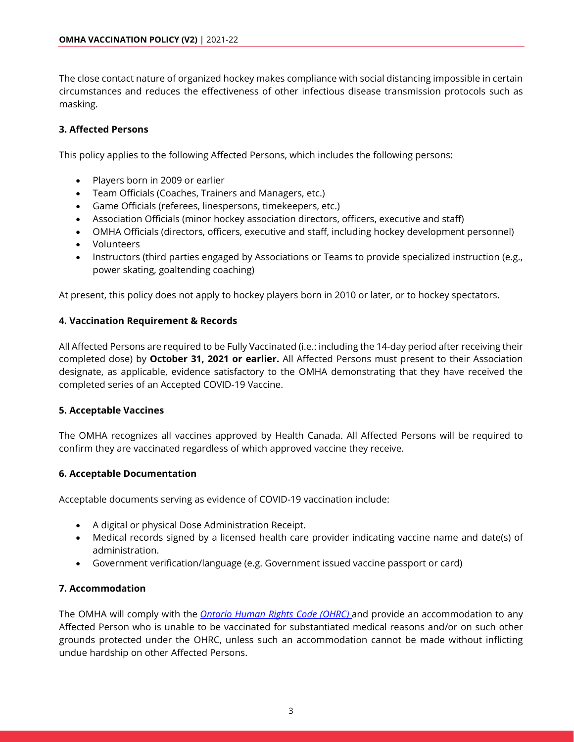The close contact nature of organized hockey makes compliance with social distancing impossible in certain circumstances and reduces the effectiveness of other infectious disease transmission protocols such as masking.

### 3. Affected Persons

This policy applies to the following Affected Persons, which includes the following persons:

- Players born in 2009 or earlier
- Team Officials (Coaches, Trainers and Managers, etc.)
- Game Officials (referees, linespersons, timekeepers, etc.)
- Association Officials (minor hockey association directors, officers, executive and staff)
- OMHA Officials (directors, officers, executive and staff, including hockey development personnel)
- Volunteers
- Instructors (third parties engaged by Associations or Teams to provide specialized instruction (e.g., power skating, goaltending coaching)

At present, this policy does not apply to hockey players born in 2010 or later, or to hockey spectators.

### 4. Vaccination Requirement & Records

All Affected Persons are required to be Fully Vaccinated (i.e.: including the 14-day period after receiving their completed dose) by **October 31, 2021 or earlier.** All Affected Persons must present to their Association designate, as applicable, evidence satisfactory to the OMHA demonstrating that they have received the completed series of an Accepted COVID-19 Vaccine.

### 5. Acceptable Vaccines

The OMHA recognizes all vaccines approved by Health Canada. All Affected Persons will be required to confirm they are vaccinated regardless of which approved vaccine they receive.

### 6. Acceptable Documentation

Acceptable documents serving as evidence of COVID-19 vaccination include:

- A digital or physical Dose Administration Receipt.
- Medical records signed by a licensed health care provider indicating vaccine name and date(s) of administration.
- Government verification/language (e.g. Government issued vaccine passport or card)

### 7. Accommodation

The OMHA will comply with the *Ontario Human Rights Code (OHRC)* and provide an accommodation to any Affected Person who is unable to be vaccinated for substantiated medical reasons and/or on such other grounds protected under the OHRC, unless such an accommodation cannot be made without inflicting undue hardship on other Affected Persons.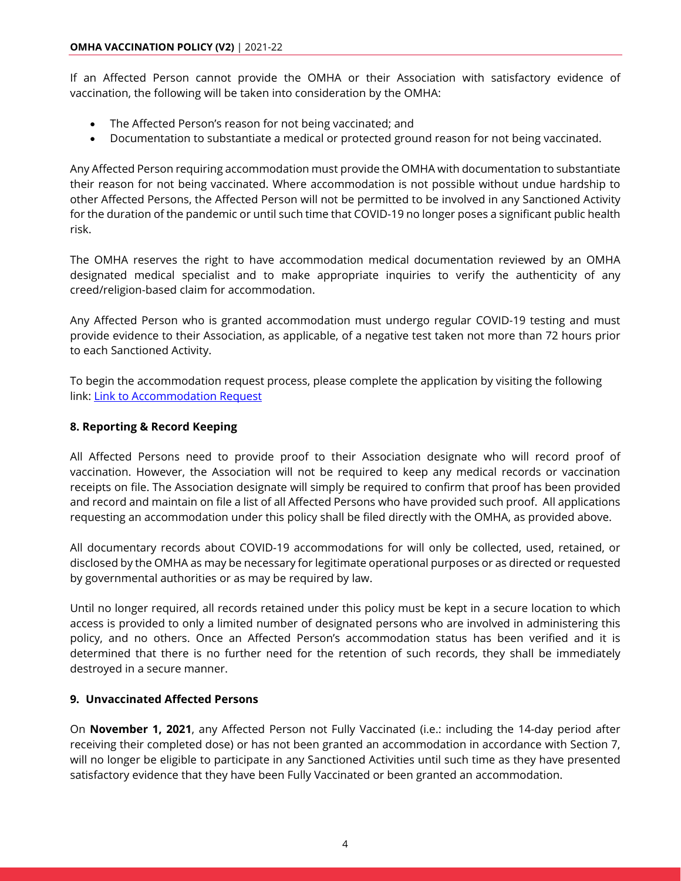If an Affected Person cannot provide the OMHA or their Association with satisfactory evidence of vaccination, the following will be taken into consideration by the OMHA:

- The Affected Person's reason for not being vaccinated; and
- Documentation to substantiate a medical or protected ground reason for not being vaccinated.

Any Affected Person requiring accommodation must provide the OMHA with documentation to substantiate their reason for not being vaccinated. Where accommodation is not possible without undue hardship to other Affected Persons, the Affected Person will not be permitted to be involved in any Sanctioned Activity for the duration of the pandemic or until such time that COVID-19 no longer poses a significant public health risk.

The OMHA reserves the right to have accommodation medical documentation reviewed by an OMHA designated medical specialist and to make appropriate inquiries to verify the authenticity of any creed/religion-based claim for accommodation.

Any Affected Person who is granted accommodation must undergo regular COVID-19 testing and must provide evidence to their Association, as applicable, of a negative test taken not more than 72 hours prior to each Sanctioned Activity.

To begin the accommodation request process, please complete the application by visiting the following link: Link to Accommodation Request

**8. Reporting & Record Keeping**

All Affected Persons need to provide proof to their Association designate who will record proof of vaccination. However, the Association will not be required to keep any medical records or vaccination receipts on file. The Association designate will simply be required to confirm that proof has been provided and record and maintain on file a list of all Affected Persons who have provided such proof. All applications requesting an accommodation under this policy shall be filed directly with the OMHA, as provided above.

All documentary records about COVID-19 accommodations for will only be collected, used, retained, or disclosed by the OMHA as may be necessary for legitimate operational purposes or as directed or requested by governmental authorities or as may be required by law.

Until no longer required, all records retained under this policy must be kept in a secure location to which access is provided to only a limited number of designated persons who are involved in administering this policy, and no others. Once an Affected Person's accommodation status has been verified and it is determined that there is no further need for the retention of such records, they shall be immediately destroyed in a secure manner.

**9. Unvaccinated Affected Persons**

On **November 1, 2021**, any Affected Person not Fully Vaccinated (i.e.: including the 14-day period after receiving their completed dose) or has not been granted an accommodation in accordance with Section 7, will no longer be eligible to participate in any Sanctioned Activities until such time as they have presented satisfactory evidence that they have been Fully Vaccinated or been granted an accommodation.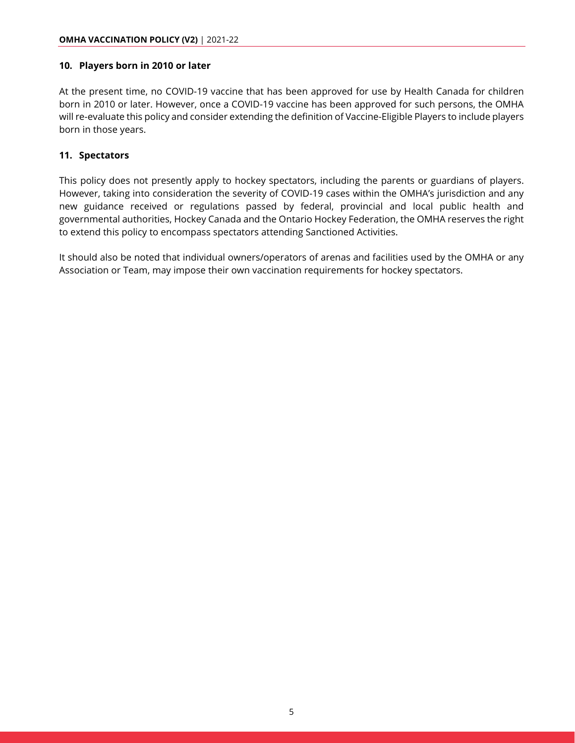### 10. Players born in 2010 or later

At the present time, no COVID-19 vaccine that has been approved for use by Health Canada for children born in 2010 or later. However, once a COVID-19 vaccine has been approved for such persons, the OMHA will re-evaluate this policy and consider extending the definition of Vaccine-Eligible Players to include players born in those years.

### 11. Spectators

This policy does not presently apply to hockey spectators, including the parents or guardians of players. However, taking into consideration the severity of COVID-19 cases within the OMHA's jurisdiction and any new guidance received or regulations passed by federal, provincial and local public health and governmental authorities, Hockey Canada and the Ontario Hockey Federation, the OMHA reserves the right to extend this policy to encompass spectators attending Sanctioned Activities.

It should also be noted that individual owners/operators of arenas and facilities used by the OMHA or any Association or Team, may impose their own vaccination requirements for hockey spectators.